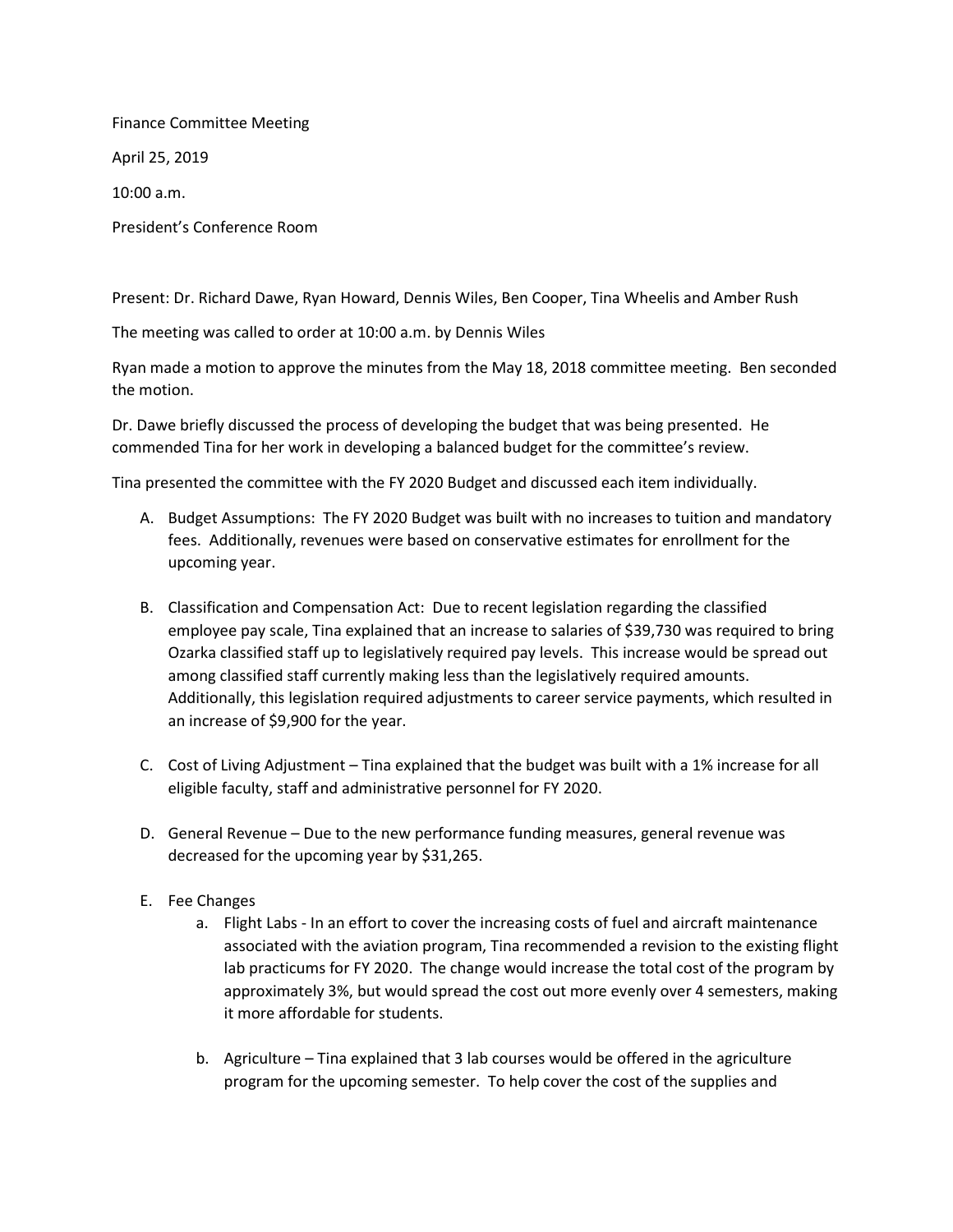Finance Committee Meeting

April 25, 2019

10:00 a.m.

President's Conference Room

Present: Dr. Richard Dawe, Ryan Howard, Dennis Wiles, Ben Cooper, Tina Wheelis and Amber Rush

The meeting was called to order at 10:00 a.m. by Dennis Wiles

Ryan made a motion to approve the minutes from the May 18, 2018 committee meeting. Ben seconded the motion.

Dr. Dawe briefly discussed the process of developing the budget that was being presented. He commended Tina for her work in developing a balanced budget for the committee's review.

Tina presented the committee with the FY 2020 Budget and discussed each item individually.

A. Budget Assumptions: The FY 2020 Budget was built with no increases to tuition and mandatory fees. Additionally, revenues were based on conservative estimates for enrollment for the upcoming year.

B. Classification and Compensation Act: Due to recent legislation regarding the classified employee pay scale, Tina explained that an increase to salaries of $39,730 was required to bring Ozarka classified staff up to legislatively required pay levels. This increase would be spread out among classified staff currently making less than the legislatively required amounts. Additionally, this legislation required adjustments to career service payments, which resulted in an increase of $9,900 for the year.

C. Cost of Living Adjustment – Tina explained that the budget was built with a 1% increase for all eligible faculty, staff and administrative personnel for FY 2020.

D. General Revenue – Due to the new performance funding measures, general revenue was decreased for the upcoming year by $31,265.

E. Fee Changes
    a. Flight Labs - In an effort to cover the increasing costs of fuel and aircraft maintenance associated with the aviation program, Tina recommended a revision to the existing flight lab practicums for FY 2020. The change would increase the total cost of the program by approximately 3%, but would spread the cost out more evenly over 4 semesters, making it more affordable for students.

    b. Agriculture – Tina explained that 3 lab courses would be offered in the agriculture program for the upcoming semester. To help cover the cost of the supplies and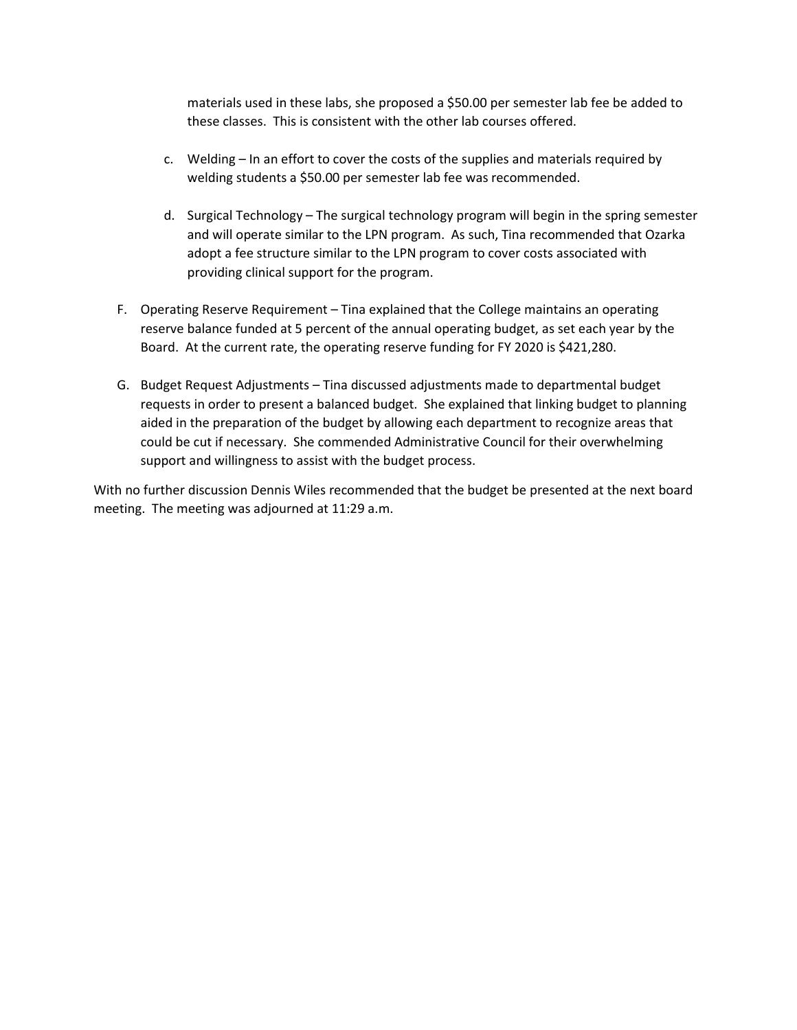materials used in these labs, she proposed a $50.00 per semester lab fee be added to these classes. This is consistent with the other lab courses offered.

c. Welding – In an effort to cover the costs of the supplies and materials required by welding students a $50.00 per semester lab fee was recommended.

d. Surgical Technology – The surgical technology program will begin in the spring semester and will operate similar to the LPN program. As such, Tina recommended that Ozarka adopt a fee structure similar to the LPN program to cover costs associated with providing clinical support for the program.

F. Operating Reserve Requirement – Tina explained that the College maintains an operating reserve balance funded at 5 percent of the annual operating budget, as set each year by the Board. At the current rate, the operating reserve funding for FY 2020 is $421,280.

G. Budget Request Adjustments – Tina discussed adjustments made to departmental budget requests in order to present a balanced budget. She explained that linking budget to planning aided in the preparation of the budget by allowing each department to recognize areas that could be cut if necessary. She commended Administrative Council for their overwhelming support and willingness to assist with the budget process.

With no further discussion Dennis Wiles recommended that the budget be presented at the next board meeting. The meeting was adjourned at 11:29 a.m.